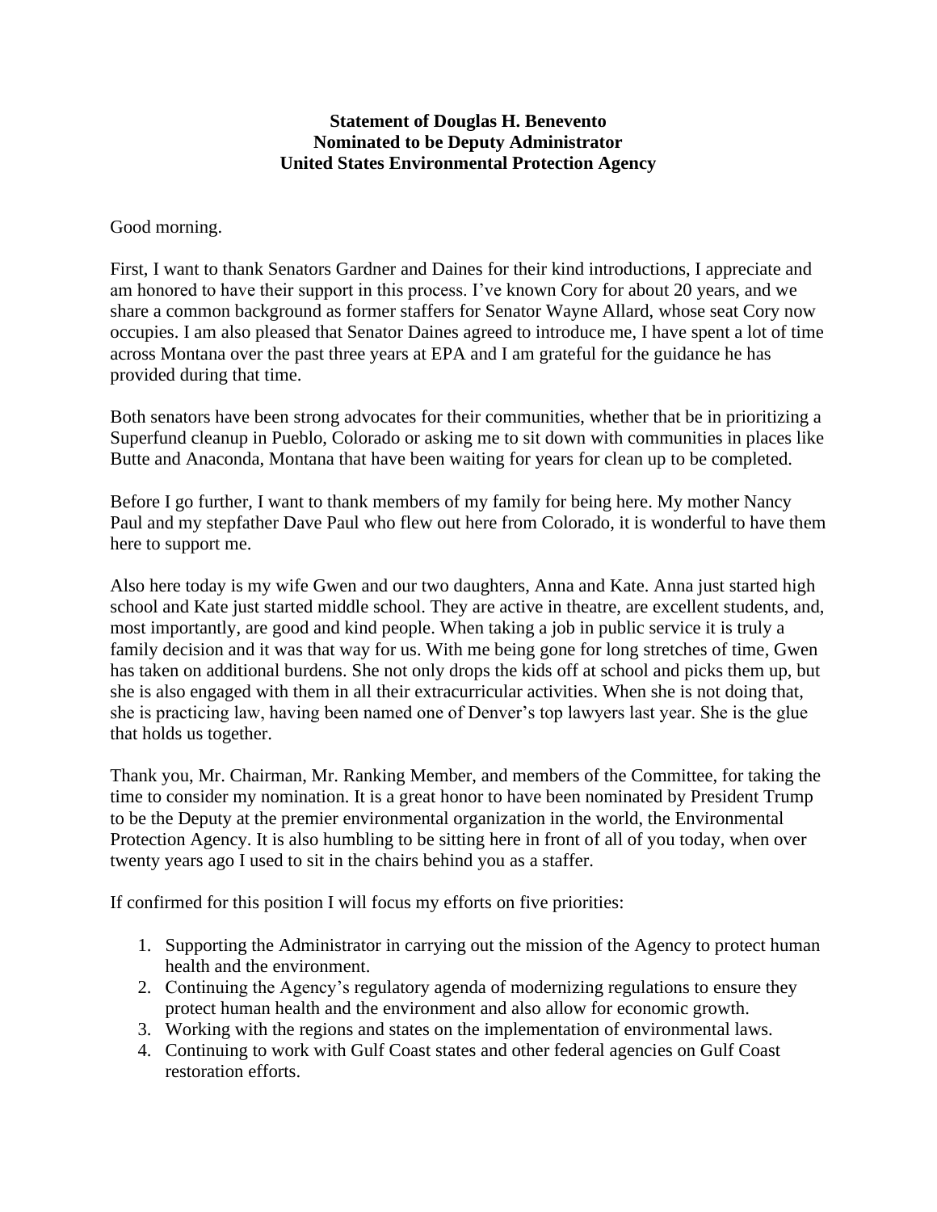**Statement of Douglas H. Benevento**
**Nominated to be Deputy Administrator**
**United States Environmental Protection Agency**

Good morning.

First, I want to thank Senators Gardner and Daines for their kind introductions, I appreciate and am honored to have their support in this process. I've known Cory for about 20 years, and we share a common background as former staffers for Senator Wayne Allard, whose seat Cory now occupies. I am also pleased that Senator Daines agreed to introduce me, I have spent a lot of time across Montana over the past three years at EPA and I am grateful for the guidance he has provided during that time.

Both senators have been strong advocates for their communities, whether that be in prioritizing a Superfund cleanup in Pueblo, Colorado or asking me to sit down with communities in places like Butte and Anaconda, Montana that have been waiting for years for clean up to be completed.

Before I go further, I want to thank members of my family for being here. My mother Nancy Paul and my stepfather Dave Paul who flew out here from Colorado, it is wonderful to have them here to support me.

Also here today is my wife Gwen and our two daughters, Anna and Kate. Anna just started high school and Kate just started middle school. They are active in theatre, are excellent students, and, most importantly, are good and kind people. When taking a job in public service it is truly a family decision and it was that way for us. With me being gone for long stretches of time, Gwen has taken on additional burdens. She not only drops the kids off at school and picks them up, but she is also engaged with them in all their extracurricular activities. When she is not doing that, she is practicing law, having been named one of Denver's top lawyers last year. She is the glue that holds us together.

Thank you, Mr. Chairman, Mr. Ranking Member, and members of the Committee, for taking the time to consider my nomination. It is a great honor to have been nominated by President Trump to be the Deputy at the premier environmental organization in the world, the Environmental Protection Agency. It is also humbling to be sitting here in front of all of you today, when over twenty years ago I used to sit in the chairs behind you as a staffer.

If confirmed for this position I will focus my efforts on five priorities:

1. Supporting the Administrator in carrying out the mission of the Agency to protect human health and the environment.
2. Continuing the Agency's regulatory agenda of modernizing regulations to ensure they protect human health and the environment and also allow for economic growth.
3. Working with the regions and states on the implementation of environmental laws.
4. Continuing to work with Gulf Coast states and other federal agencies on Gulf Coast restoration efforts.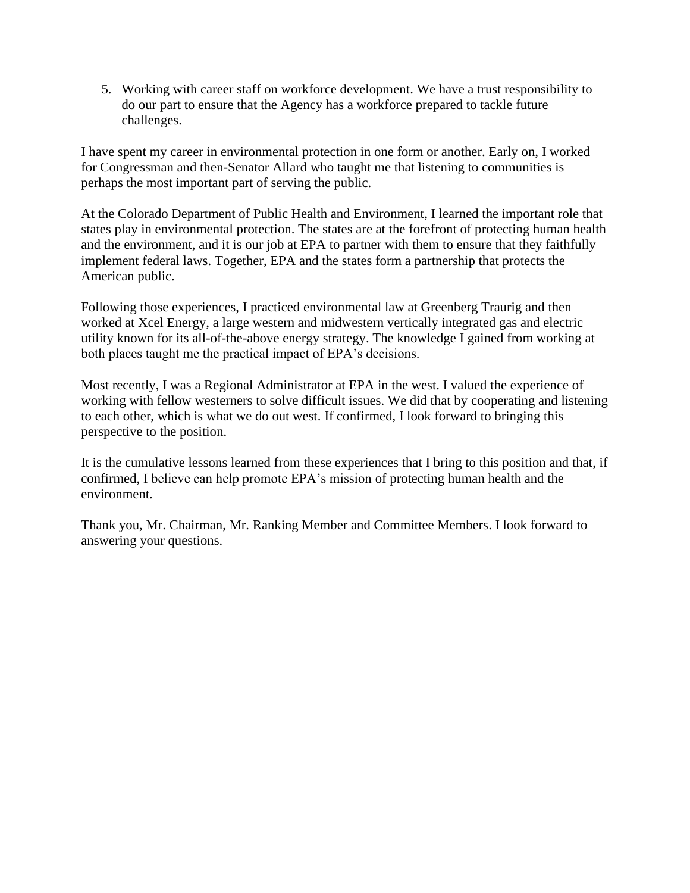5. Working with career staff on workforce development. We have a trust responsibility to do our part to ensure that the Agency has a workforce prepared to tackle future challenges.

I have spent my career in environmental protection in one form or another. Early on, I worked for Congressman and then-Senator Allard who taught me that listening to communities is perhaps the most important part of serving the public.

At the Colorado Department of Public Health and Environment, I learned the important role that states play in environmental protection. The states are at the forefront of protecting human health and the environment, and it is our job at EPA to partner with them to ensure that they faithfully implement federal laws. Together, EPA and the states form a partnership that protects the American public.

Following those experiences, I practiced environmental law at Greenberg Traurig and then worked at Xcel Energy, a large western and midwestern vertically integrated gas and electric utility known for its all-of-the-above energy strategy. The knowledge I gained from working at both places taught me the practical impact of EPA's decisions.

Most recently, I was a Regional Administrator at EPA in the west. I valued the experience of working with fellow westerners to solve difficult issues. We did that by cooperating and listening to each other, which is what we do out west. If confirmed, I look forward to bringing this perspective to the position.

It is the cumulative lessons learned from these experiences that I bring to this position and that, if confirmed, I believe can help promote EPA's mission of protecting human health and the environment.

Thank you, Mr. Chairman, Mr. Ranking Member and Committee Members. I look forward to answering your questions.